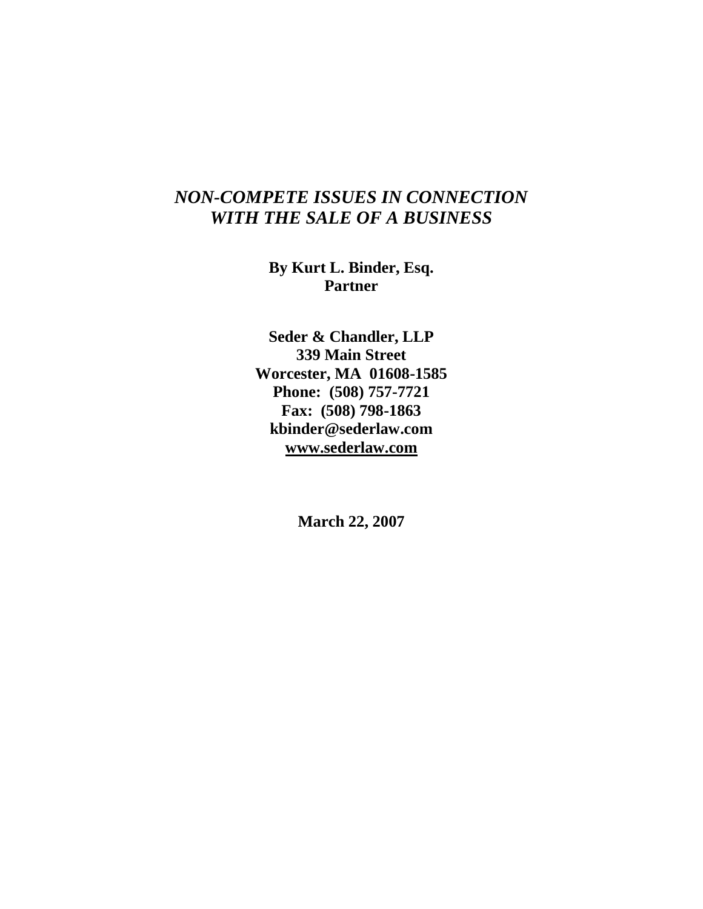# *NON-COMPETE ISSUES IN CONNECTION WITH THE SALE OF A BUSINESS*

**By Kurt L. Binder, Esq.**
**Partner**

**Seder & Chandler, LLP**
**339 Main Street**
**Worcester, MA 01608-1585**
**Phone: (508) 757-7721**
**Fax: (508) 798-1863**
**kbinder@sederlaw.com**
**www.sederlaw.com**

**March 22, 2007**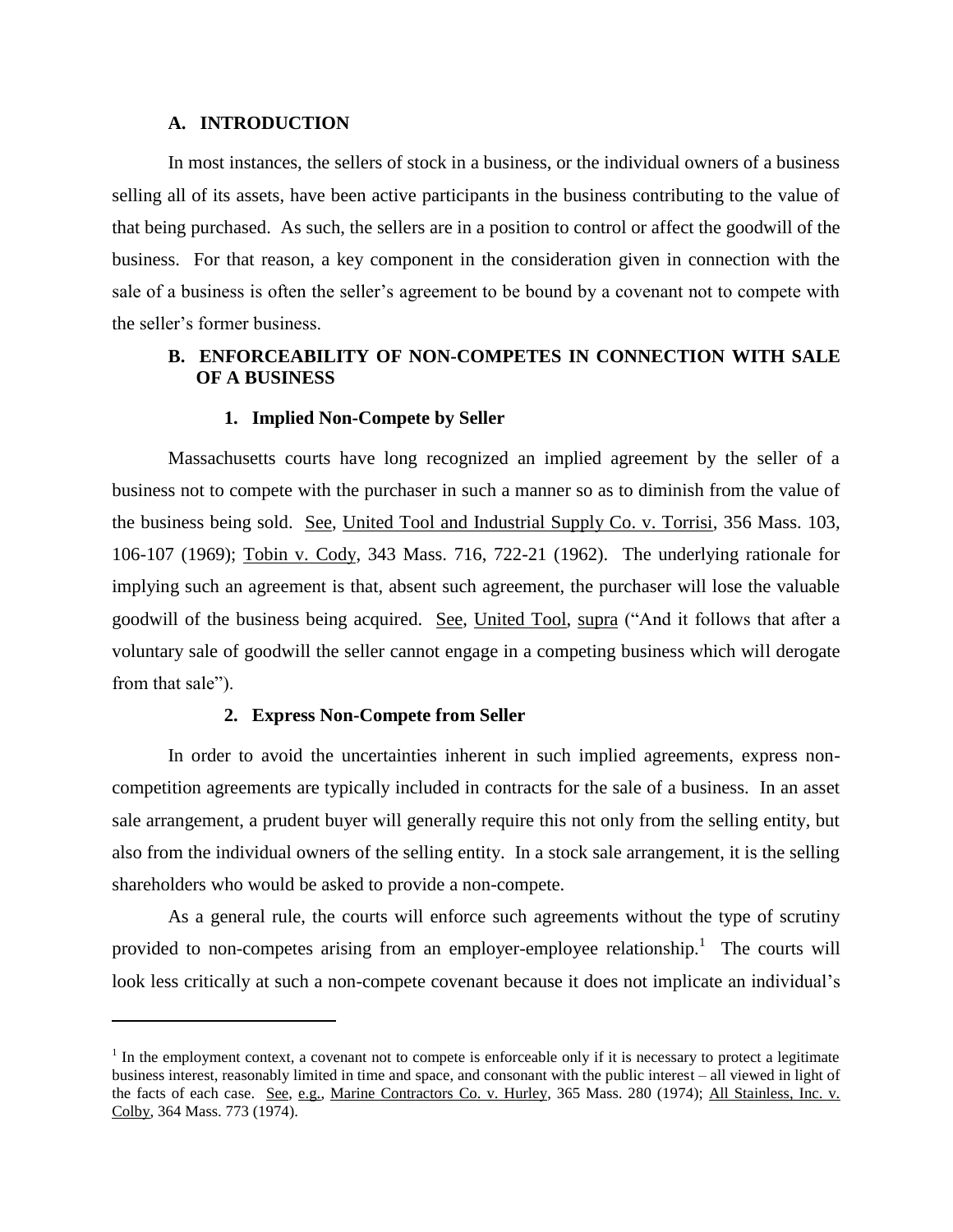## A. INTRODUCTION

In most instances, the sellers of stock in a business, or the individual owners of a business selling all of its assets, have been active participants in the business contributing to the value of that being purchased. As such, the sellers are in a position to control or affect the goodwill of the business. For that reason, a key component in the consideration given in connection with the sale of a business is often the seller's agreement to be bound by a covenant not to compete with the seller's former business.

## B. ENFORCEABILITY OF NON-COMPETES IN CONNECTION WITH SALE OF A BUSINESS

### 1. Implied Non-Compete by Seller

Massachusetts courts have long recognized an implied agreement by the seller of a business not to compete with the purchaser in such a manner so as to diminish from the value of the business being sold. See, United Tool and Industrial Supply Co. v. Torrisi, 356 Mass. 103, 106-107 (1969); Tobin v. Cody, 343 Mass. 716, 722-21 (1962). The underlying rationale for implying such an agreement is that, absent such agreement, the purchaser will lose the valuable goodwill of the business being acquired. See, United Tool, supra ("And it follows that after a voluntary sale of goodwill the seller cannot engage in a competing business which will derogate from that sale").

### 2. Express Non-Compete from Seller

In order to avoid the uncertainties inherent in such implied agreements, express non-competition agreements are typically included in contracts for the sale of a business. In an asset sale arrangement, a prudent buyer will generally require this not only from the selling entity, but also from the individual owners of the selling entity. In a stock sale arrangement, it is the selling shareholders who would be asked to provide a non-compete.

As a general rule, the courts will enforce such agreements without the type of scrutiny provided to non-competes arising from an employer-employee relationship.[1] The courts will look less critically at such a non-compete covenant because it does not implicate an individual's

[1] In the employment context, a covenant not to compete is enforceable only if it is necessary to protect a legitimate business interest, reasonably limited in time and space, and consonant with the public interest – all viewed in light of the facts of each case. See, e.g., Marine Contractors Co. v. Hurley, 365 Mass. 280 (1974); All Stainless, Inc. v. Colby, 364 Mass. 773 (1974).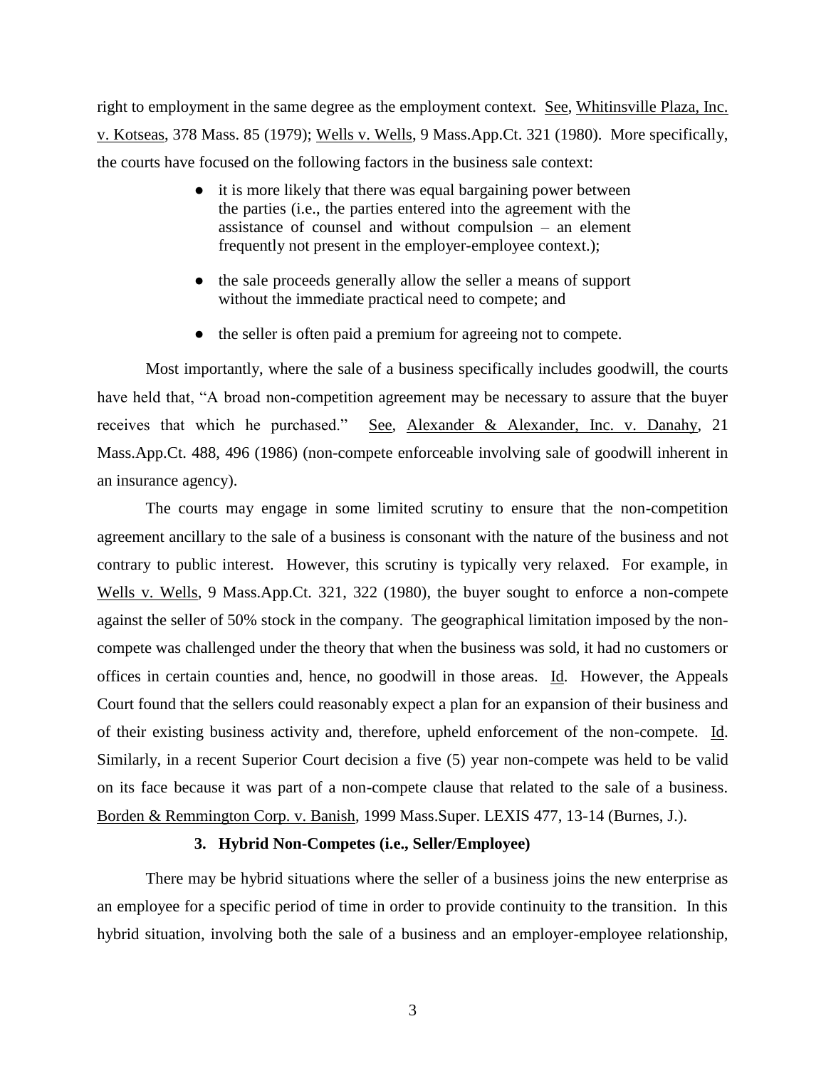right to employment in the same degree as the employment context. See, Whitinsville Plaza, Inc. v. Kotseas, 378 Mass. 85 (1979); Wells v. Wells, 9 Mass.App.Ct. 321 (1980). More specifically, the courts have focused on the following factors in the business sale context:

- it is more likely that there was equal bargaining power between the parties (i.e., the parties entered into the agreement with the assistance of counsel and without compulsion – an element frequently not present in the employer-employee context.);
- the sale proceeds generally allow the seller a means of support without the immediate practical need to compete; and
- the seller is often paid a premium for agreeing not to compete.

Most importantly, where the sale of a business specifically includes goodwill, the courts have held that, "A broad non-competition agreement may be necessary to assure that the buyer receives that which he purchased." See, Alexander & Alexander, Inc. v. Danahy, 21 Mass.App.Ct. 488, 496 (1986) (non-compete enforceable involving sale of goodwill inherent in an insurance agency).

The courts may engage in some limited scrutiny to ensure that the non-competition agreement ancillary to the sale of a business is consonant with the nature of the business and not contrary to public interest. However, this scrutiny is typically very relaxed. For example, in Wells v. Wells, 9 Mass.App.Ct. 321, 322 (1980), the buyer sought to enforce a non-compete against the seller of 50% stock in the company. The geographical limitation imposed by the non-compete was challenged under the theory that when the business was sold, it had no customers or offices in certain counties and, hence, no goodwill in those areas. Id. However, the Appeals Court found that the sellers could reasonably expect a plan for an expansion of their business and of their existing business activity and, therefore, upheld enforcement of the non-compete. Id. Similarly, in a recent Superior Court decision a five (5) year non-compete was held to be valid on its face because it was part of a non-compete clause that related to the sale of a business. Borden & Remmington Corp. v. Banish, 1999 Mass.Super. LEXIS 477, 13-14 (Burnes, J.).

### 3. Hybrid Non-Competes (i.e., Seller/Employee)

There may be hybrid situations where the seller of a business joins the new enterprise as an employee for a specific period of time in order to provide continuity to the transition. In this hybrid situation, involving both the sale of a business and an employer-employee relationship,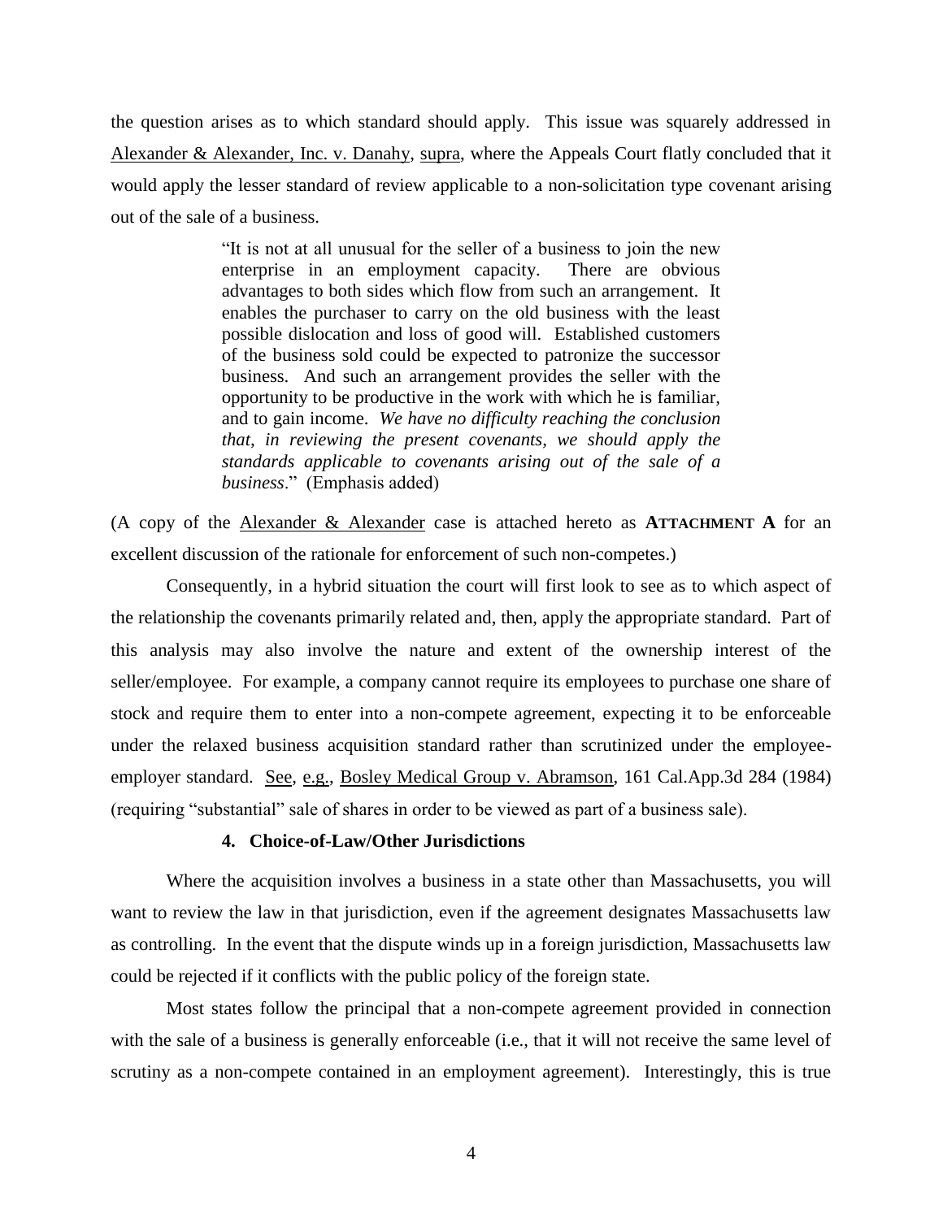the question arises as to which standard should apply. This issue was squarely addressed in Alexander & Alexander, Inc. v. Danahy, supra, where the Appeals Court flatly concluded that it would apply the lesser standard of review applicable to a non-solicitation type covenant arising out of the sale of a business.

> "It is not at all unusual for the seller of a business to join the new enterprise in an employment capacity. There are obvious advantages to both sides which flow from such an arrangement. It enables the purchaser to carry on the old business with the least possible dislocation and loss of good will. Established customers of the business sold could be expected to patronize the successor business. And such an arrangement provides the seller with the opportunity to be productive in the work with which he is familiar, and to gain income. *We have no difficulty reaching the conclusion that, in reviewing the present covenants, we should apply the standards applicable to covenants arising out of the sale of a business*." (Emphasis added)

(A copy of the Alexander & Alexander case is attached hereto as **ATTACHMENT A** for an excellent discussion of the rationale for enforcement of such non-competes.)

Consequently, in a hybrid situation the court will first look to see as to which aspect of the relationship the covenants primarily related and, then, apply the appropriate standard. Part of this analysis may also involve the nature and extent of the ownership interest of the seller/employee. For example, a company cannot require its employees to purchase one share of stock and require them to enter into a non-compete agreement, expecting it to be enforceable under the relaxed business acquisition standard rather than scrutinized under the employee-employer standard. See, e.g., Bosley Medical Group v. Abramson, 161 Cal.App.3d 284 (1984) (requiring "substantial" sale of shares in order to be viewed as part of a business sale).

#### 4. Choice-of-Law/Other Jurisdictions

Where the acquisition involves a business in a state other than Massachusetts, you will want to review the law in that jurisdiction, even if the agreement designates Massachusetts law as controlling. In the event that the dispute winds up in a foreign jurisdiction, Massachusetts law could be rejected if it conflicts with the public policy of the foreign state.

Most states follow the principal that a non-compete agreement provided in connection with the sale of a business is generally enforceable (i.e., that it will not receive the same level of scrutiny as a non-compete contained in an employment agreement). Interestingly, this is true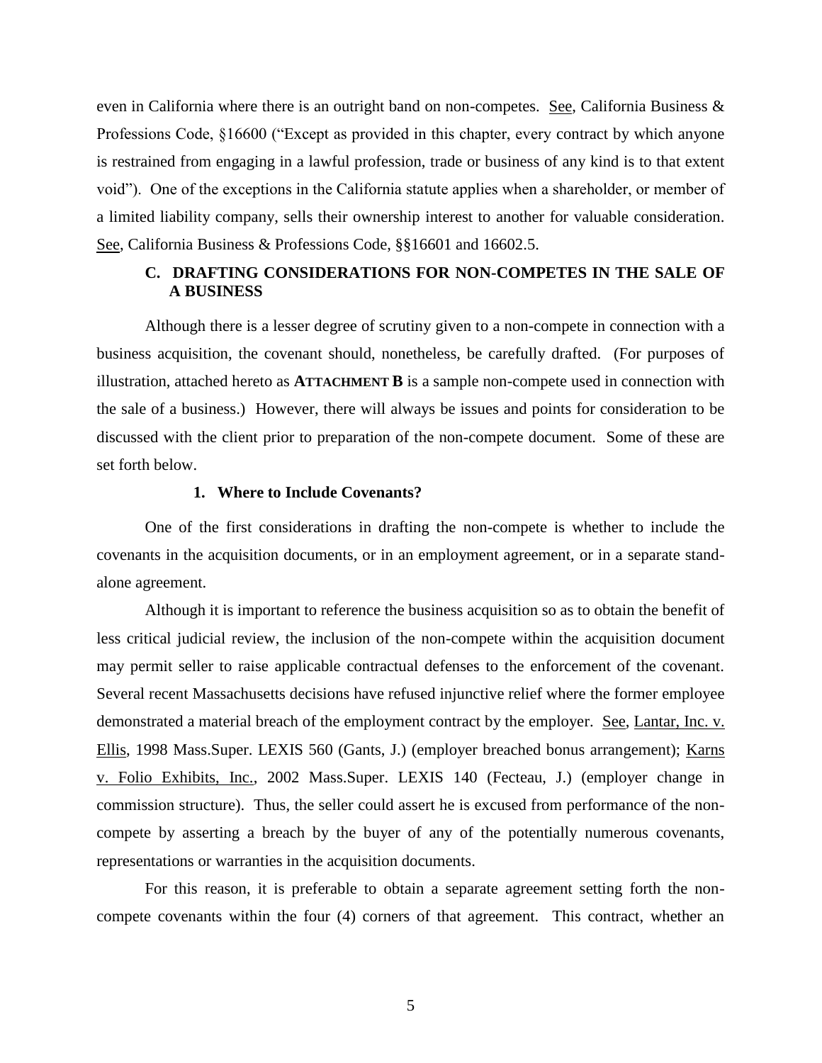even in California where there is an outright band on non-competes. See, California Business & Professions Code, §16600 ("Except as provided in this chapter, every contract by which anyone is restrained from engaging in a lawful profession, trade or business of any kind is to that extent void"). One of the exceptions in the California statute applies when a shareholder, or member of a limited liability company, sells their ownership interest to another for valuable consideration. See, California Business & Professions Code, §§16601 and 16602.5.

### C. DRAFTING CONSIDERATIONS FOR NON-COMPETES IN THE SALE OF A BUSINESS

Although there is a lesser degree of scrutiny given to a non-compete in connection with a business acquisition, the covenant should, nonetheless, be carefully drafted. (For purposes of illustration, attached hereto as **ATTACHMENT B** is a sample non-compete used in connection with the sale of a business.) However, there will always be issues and points for consideration to be discussed with the client prior to preparation of the non-compete document. Some of these are set forth below.

#### 1. Where to Include Covenants?

One of the first considerations in drafting the non-compete is whether to include the covenants in the acquisition documents, or in an employment agreement, or in a separate stand-alone agreement.

Although it is important to reference the business acquisition so as to obtain the benefit of less critical judicial review, the inclusion of the non-compete within the acquisition document may permit seller to raise applicable contractual defenses to the enforcement of the covenant. Several recent Massachusetts decisions have refused injunctive relief where the former employee demonstrated a material breach of the employment contract by the employer. See, Lantar, Inc. v. Ellis, 1998 Mass.Super. LEXIS 560 (Gants, J.) (employer breached bonus arrangement); Karns v. Folio Exhibits, Inc., 2002 Mass.Super. LEXIS 140 (Fecteau, J.) (employer change in commission structure). Thus, the seller could assert he is excused from performance of the non-compete by asserting a breach by the buyer of any of the potentially numerous covenants, representations or warranties in the acquisition documents.

For this reason, it is preferable to obtain a separate agreement setting forth the non-compete covenants within the four (4) corners of that agreement. This contract, whether an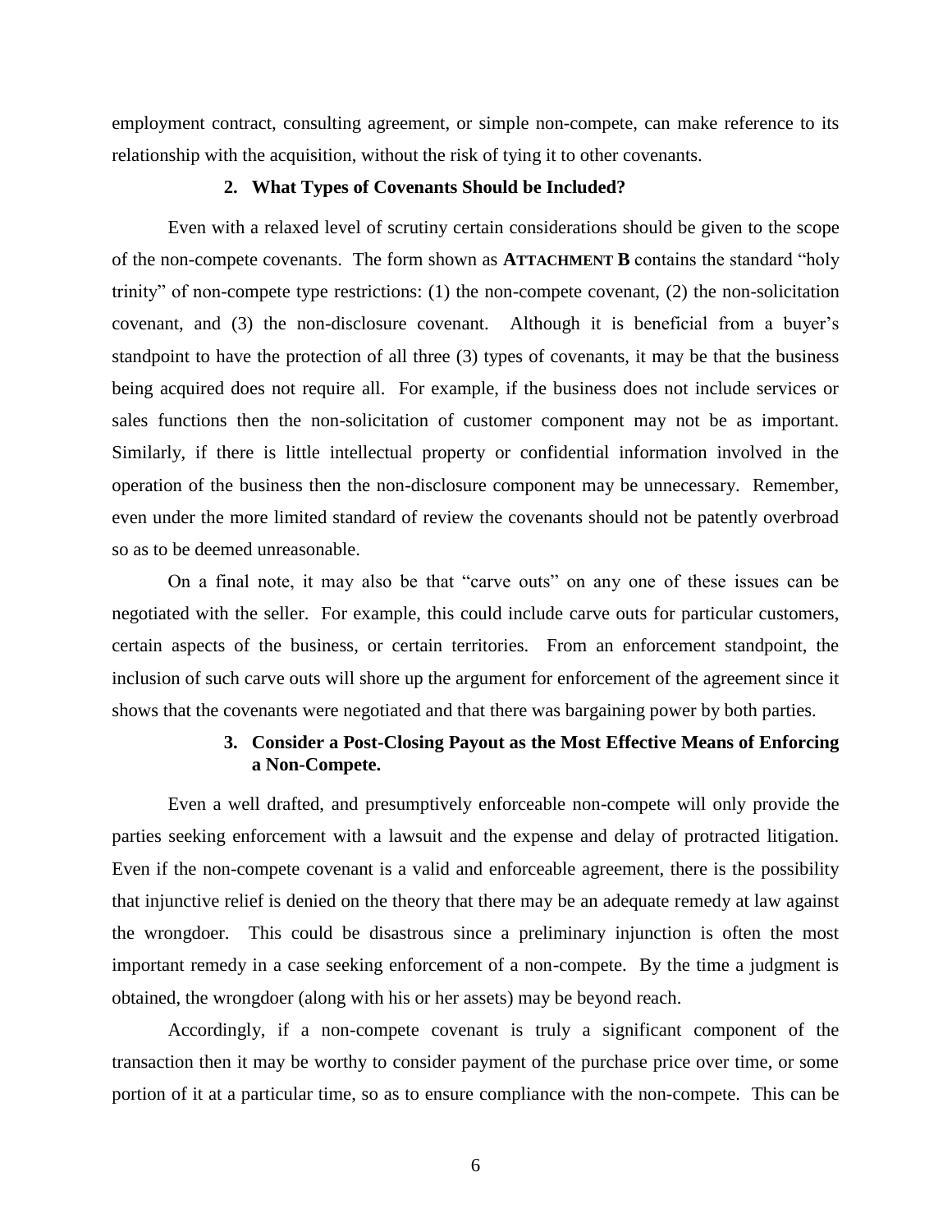employment contract, consulting agreement, or simple non-compete, can make reference to its relationship with the acquisition, without the risk of tying it to other covenants.

### 2. What Types of Covenants Should be Included?

Even with a relaxed level of scrutiny certain considerations should be given to the scope of the non-compete covenants. The form shown as **ATTACHMENT B** contains the standard "holy trinity" of non-compete type restrictions: (1) the non-compete covenant, (2) the non-solicitation covenant, and (3) the non-disclosure covenant. Although it is beneficial from a buyer's standpoint to have the protection of all three (3) types of covenants, it may be that the business being acquired does not require all. For example, if the business does not include services or sales functions then the non-solicitation of customer component may not be as important. Similarly, if there is little intellectual property or confidential information involved in the operation of the business then the non-disclosure component may be unnecessary. Remember, even under the more limited standard of review the covenants should not be patently overbroad so as to be deemed unreasonable.

On a final note, it may also be that "carve outs" on any one of these issues can be negotiated with the seller. For example, this could include carve outs for particular customers, certain aspects of the business, or certain territories. From an enforcement standpoint, the inclusion of such carve outs will shore up the argument for enforcement of the agreement since it shows that the covenants were negotiated and that there was bargaining power by both parties.

### 3. Consider a Post-Closing Payout as the Most Effective Means of Enforcing a Non-Compete.

Even a well drafted, and presumptively enforceable non-compete will only provide the parties seeking enforcement with a lawsuit and the expense and delay of protracted litigation. Even if the non-compete covenant is a valid and enforceable agreement, there is the possibility that injunctive relief is denied on the theory that there may be an adequate remedy at law against the wrongdoer. This could be disastrous since a preliminary injunction is often the most important remedy in a case seeking enforcement of a non-compete. By the time a judgment is obtained, the wrongdoer (along with his or her assets) may be beyond reach.

Accordingly, if a non-compete covenant is truly a significant component of the transaction then it may be worthy to consider payment of the purchase price over time, or some portion of it at a particular time, so as to ensure compliance with the non-compete. This can be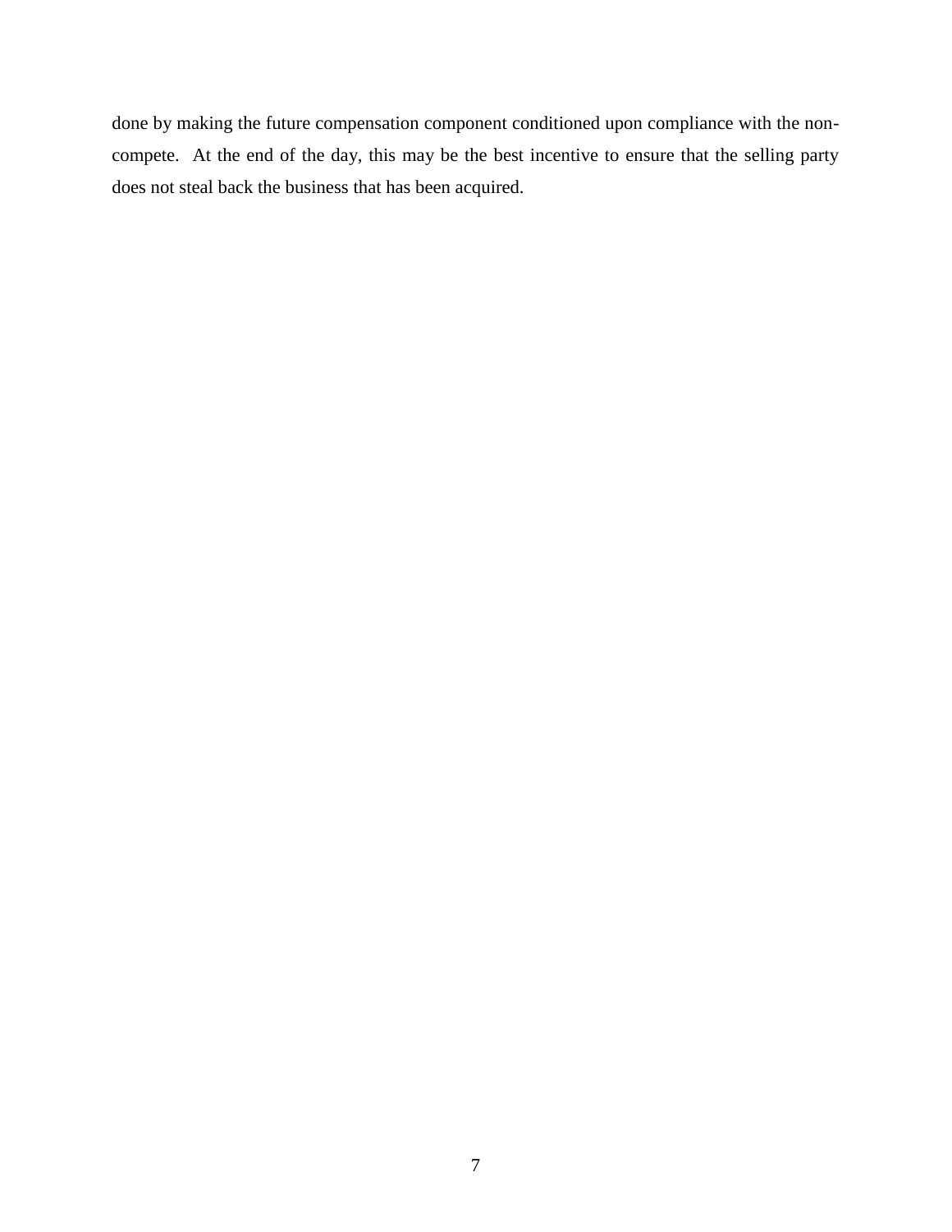done by making the future compensation component conditioned upon compliance with the non-compete. At the end of the day, this may be the best incentive to ensure that the selling party does not steal back the business that has been acquired.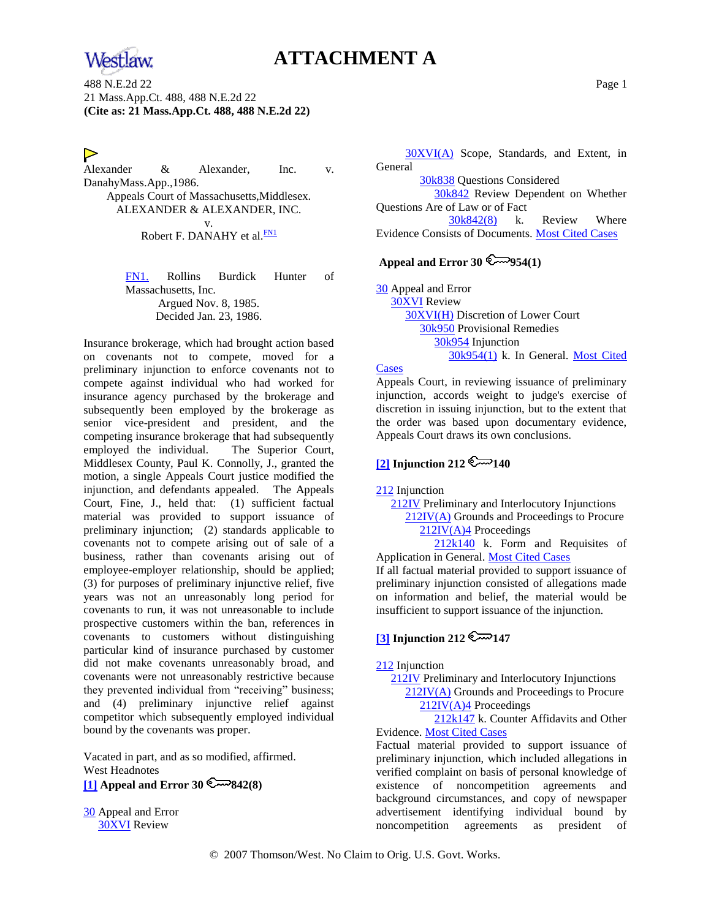# ATTACHMENT A

488 N.E.2d 22
21 Mass.App.Ct. 488, 488 N.E.2d 22
**(Cite as: 21 Mass.App.Ct. 488, 488 N.E.2d 22)**

Alexander & Alexander, Inc. v. DanahyMass.App.,1986.

Appeals Court of Massachusetts,Middlesex.
ALEXANDER & ALEXANDER, INC.
v.
Robert F. DANAHY et al.[FN1]

> FN1. Rollins Burdick Hunter of Massachusetts, Inc.
>
> Argued Nov. 8, 1985.
> Decided Jan. 23, 1986.

Insurance brokerage, which had brought action based on covenants not to compete, moved for a preliminary injunction to enforce covenants not to compete against individual who had worked for insurance agency purchased by the brokerage and subsequently been employed by the brokerage as senior vice-president and president, and the competing insurance brokerage that had subsequently employed the individual. The Superior Court, Middlesex County, Paul K. Connolly, J., granted the motion, a single Appeals Court justice modified the injunction, and defendants appealed. The Appeals Court, Fine, J., held that: (1) sufficient factual material was provided to support issuance of preliminary injunction; (2) standards applicable to covenants not to compete arising out of sale of a business, rather than covenants arising out of employee-employer relationship, should be applied; (3) for purposes of preliminary injunctive relief, five years was not an unreasonably long period for covenants to run, it was not unreasonable to include prospective customers within the ban, references in covenants to customers without distinguishing particular kind of insurance purchased by customer did not make covenants unreasonably broad, and covenants were not unreasonably restrictive because they prevented individual from "receiving" business; and (4) preliminary injunctive relief against competitor which subsequently employed individual bound by the covenants was proper.

Vacated in part, and as so modified, affirmed.

West Headnotes

**[1] Appeal and Error 30 842(8)**

30 Appeal and Error
30XVI Review
30XVI(A) Scope, Standards, and Extent, in General
30k838 Questions Considered
30k842 Review Dependent on Whether Questions Are of Law or of Fact
30k842(8) k. Review Where Evidence Consists of Documents. Most Cited Cases

**Appeal and Error 30 954(1)**

30 Appeal and Error
30XVI Review
30XVI(H) Discretion of Lower Court
30k950 Provisional Remedies
30k954 Injunction
30k954(1) k. In General. Most Cited Cases

Appeals Court, in reviewing issuance of preliminary injunction, accords weight to judge's exercise of discretion in issuing injunction, but to the extent that the order was based upon documentary evidence, Appeals Court draws its own conclusions.

**[2] Injunction 212 140**

212 Injunction
212IV Preliminary and Interlocutory Injunctions
212IV(A) Grounds and Proceedings to Procure
212IV(A)4 Proceedings
212k140 k. Form and Requisites of Application in General. Most Cited Cases

If all factual material provided to support issuance of preliminary injunction consisted of allegations made on information and belief, the material would be insufficient to support issuance of the injunction.

**[3] Injunction 212 147**

212 Injunction
212IV Preliminary and Interlocutory Injunctions
212IV(A) Grounds and Proceedings to Procure
212IV(A)4 Proceedings
212k147 k. Counter Affidavits and Other Evidence. Most Cited Cases

Factual material provided to support issuance of preliminary injunction, which included allegations in verified complaint on basis of personal knowledge of existence of noncompetition agreements and background circumstances, and copy of newspaper advertisement identifying individual bound by noncompetition agreements as president of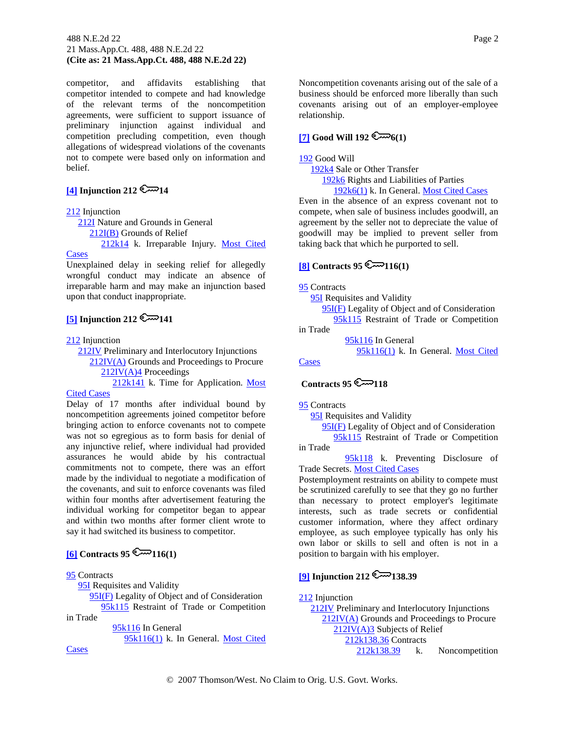competitor, and affidavits establishing that competitor intended to compete and had knowledge of the relevant terms of the noncompetition agreements, were sufficient to support issuance of preliminary injunction against individual and competition precluding competition, even though allegations of widespread violations of the covenants not to compete were based only on information and belief.

**[4] Injunction 212 k14**

212 Injunction
  212I Nature and Grounds in General
    212I(B) Grounds of Relief
      212k14 k. Irreparable Injury. Most Cited Cases

Unexplained delay in seeking relief for allegedly wrongful conduct may indicate an absence of irreparable harm and may make an injunction based upon that conduct inappropriate.

**[5] Injunction 212 k141**

212 Injunction
  212IV Preliminary and Interlocutory Injunctions
    212IV(A) Grounds and Proceedings to Procure
      212IV(A)4 Proceedings
        212k141 k. Time for Application. Most Cited Cases

Delay of 17 months after individual bound by noncompetition agreements joined competitor before bringing action to enforce covenants not to compete was not so egregious as to form basis for denial of any injunctive relief, where individual had provided assurances he would abide by his contractual commitments not to compete, there was an effort made by the individual to negotiate a modification of the covenants, and suit to enforce covenants was filed within four months after advertisement featuring the individual working for competitor began to appear and within two months after former client wrote to say it had switched its business to competitor.

**[6] Contracts 95 k116(1)**

95 Contracts
  95I Requisites and Validity
    95I(F) Legality of Object and of Consideration
      95k115 Restraint of Trade or Competition in Trade
        95k116 In General
          95k116(1) k. In General. Most Cited Cases

Noncompetition covenants arising out of the sale of a business should be enforced more liberally than such covenants arising out of an employer-employee relationship.

**[7] Good Will 192 k6(1)**

192 Good Will
  192k4 Sale or Other Transfer
    192k6 Rights and Liabilities of Parties
      192k6(1) k. In General. Most Cited Cases

Even in the absence of an express covenant not to compete, when sale of business includes goodwill, an agreement by the seller not to depreciate the value of goodwill may be implied to prevent seller from taking back that which he purported to sell.

**[8] Contracts 95 k116(1)**

95 Contracts
  95I Requisites and Validity
    95I(F) Legality of Object and of Consideration
      95k115 Restraint of Trade or Competition in Trade
        95k116 In General
          95k116(1) k. In General. Most Cited Cases

**Contracts 95 k118**

95 Contracts
  95I Requisites and Validity
    95I(F) Legality of Object and of Consideration
      95k115 Restraint of Trade or Competition in Trade
        95k118 k. Preventing Disclosure of Trade Secrets. Most Cited Cases

Postemployment restraints on ability to compete must be scrutinized carefully to see that they go no further than necessary to protect employer's legitimate interests, such as trade secrets or confidential customer information, where they affect ordinary employee, as such employee typically has only his own labor or skills to sell and often is not in a position to bargain with his employer.

**[9] Injunction 212 k138.39**

212 Injunction
  212IV Preliminary and Interlocutory Injunctions
    212IV(A) Grounds and Proceedings to Procure
      212IV(A)3 Subjects of Relief
        212k138.36 Contracts
          212k138.39 k. Noncompetition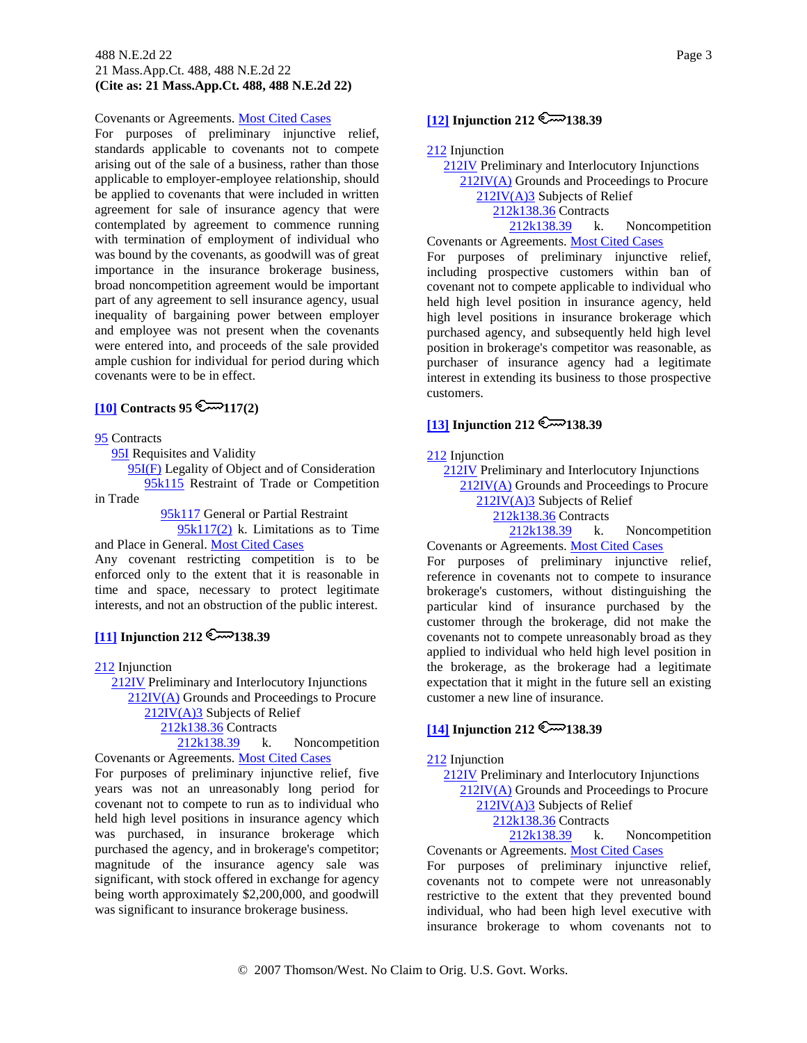Covenants or Agreements. Most Cited Cases

For purposes of preliminary injunctive relief, standards applicable to covenants not to compete arising out of the sale of a business, rather than those applicable to employer-employee relationship, should be applied to covenants that were included in written agreement for sale of insurance agency that were contemplated by agreement to commence running with termination of employment of individual who was bound by the covenants, as goodwill was of great importance in the insurance brokerage business, broad noncompetition agreement would be important part of any agreement to sell insurance agency, usual inequality of bargaining power between employer and employee was not present when the covenants were entered into, and proceeds of the sale provided ample cushion for individual for period during which covenants were to be in effect.

**[10] Contracts 95 🔑117(2)**

95 Contracts
 95I Requisites and Validity
  95I(F) Legality of Object and of Consideration
   95k115 Restraint of Trade or Competition in Trade
    95k117 General or Partial Restraint
     95k117(2) k. Limitations as to Time and Place in General. Most Cited Cases

Any covenant restricting competition is to be enforced only to the extent that it is reasonable in time and space, necessary to protect legitimate interests, and not an obstruction of the public interest.

**[11] Injunction 212 🔑138.39**

212 Injunction
 212IV Preliminary and Interlocutory Injunctions
  212IV(A) Grounds and Proceedings to Procure
   212IV(A)3 Subjects of Relief
    212k138.36 Contracts
     212k138.39 k. Noncompetition Covenants or Agreements. Most Cited Cases

For purposes of preliminary injunctive relief, five years was not an unreasonably long period for covenant not to compete to run as to individual who held high level positions in insurance agency which was purchased, in insurance brokerage which purchased the agency, and in brokerage's competitor; magnitude of the insurance agency sale was significant, with stock offered in exchange for agency being worth approximately $2,200,000, and goodwill was significant to insurance brokerage business.

**[12] Injunction 212 🔑138.39**

212 Injunction
 212IV Preliminary and Interlocutory Injunctions
  212IV(A) Grounds and Proceedings to Procure
   212IV(A)3 Subjects of Relief
    212k138.36 Contracts
     212k138.39 k. Noncompetition Covenants or Agreements. Most Cited Cases

For purposes of preliminary injunctive relief, including prospective customers within ban of covenant not to compete applicable to individual who held high level position in insurance agency, held high level positions in insurance brokerage which purchased agency, and subsequently held high level position in brokerage's competitor was reasonable, as purchaser of insurance agency had a legitimate interest in extending its business to those prospective customers.

**[13] Injunction 212 🔑138.39**

212 Injunction
 212IV Preliminary and Interlocutory Injunctions
  212IV(A) Grounds and Proceedings to Procure
   212IV(A)3 Subjects of Relief
    212k138.36 Contracts
     212k138.39 k. Noncompetition Covenants or Agreements. Most Cited Cases

For purposes of preliminary injunctive relief, reference in covenants not to compete to insurance brokerage's customers, without distinguishing the particular kind of insurance purchased by the customer through the brokerage, did not make the covenants not to compete unreasonably broad as they applied to individual who held high level position in the brokerage, as the brokerage had a legitimate expectation that it might in the future sell an existing customer a new line of insurance.

**[14] Injunction 212 🔑138.39**

212 Injunction
 212IV Preliminary and Interlocutory Injunctions
  212IV(A) Grounds and Proceedings to Procure
   212IV(A)3 Subjects of Relief
    212k138.36 Contracts
     212k138.39 k. Noncompetition Covenants or Agreements. Most Cited Cases

For purposes of preliminary injunctive relief, covenants not to compete were not unreasonably restrictive to the extent that they prevented bound individual, who had been high level executive with insurance brokerage to whom covenants not to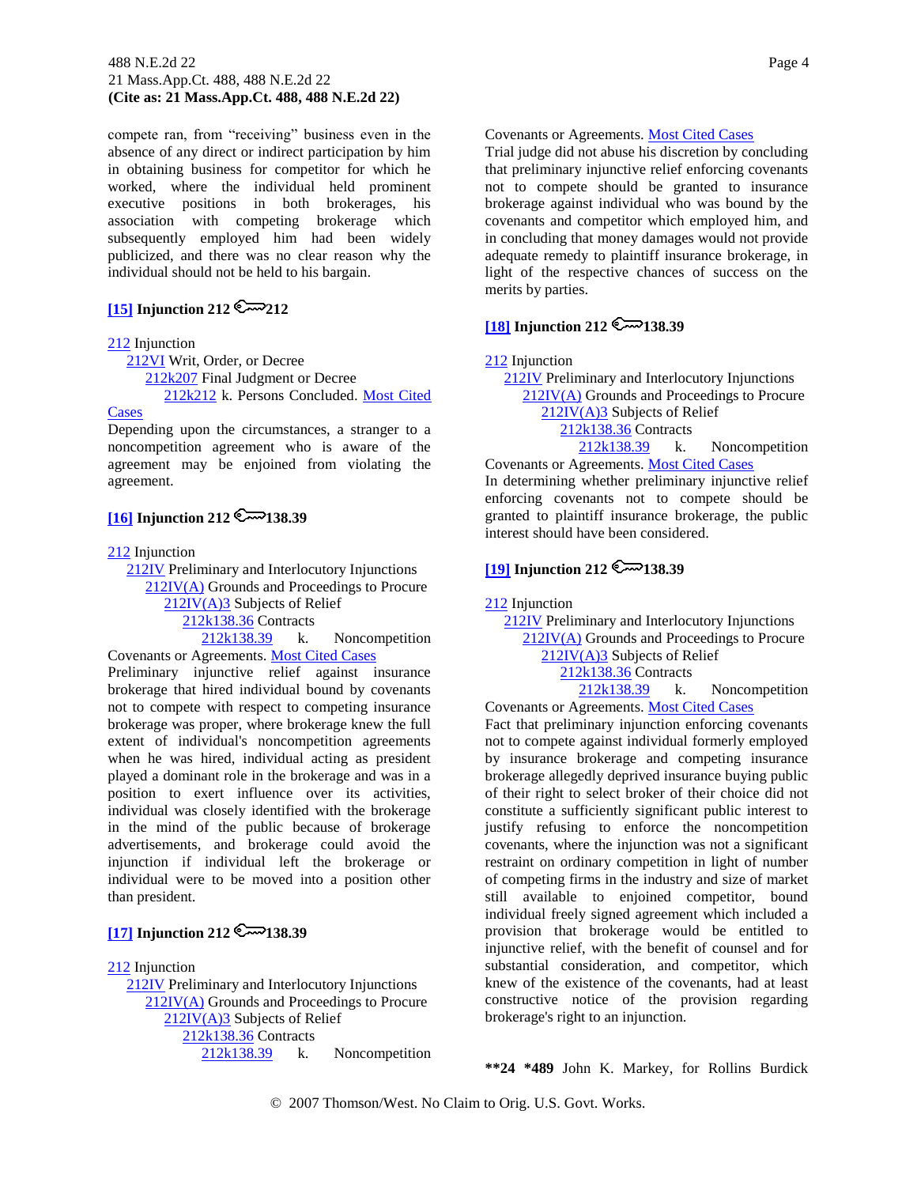compete ran, from "receiving" business even in the absence of any direct or indirect participation by him in obtaining business for competitor for which he worked, where the individual held prominent executive positions in both brokerages, his association with competing brokerage which subsequently employed him had been widely publicized, and there was no clear reason why the individual should not be held to his bargain.

**[15] Injunction 212 ⚷212**

212 Injunction
  212VI Writ, Order, or Decree
    212k207 Final Judgment or Decree
      212k212 k. Persons Concluded. Most Cited Cases

Depending upon the circumstances, a stranger to a noncompetition agreement who is aware of the agreement may be enjoined from violating the agreement.

**[16] Injunction 212 ⚷138.39**

212 Injunction
  212IV Preliminary and Interlocutory Injunctions
    212IV(A) Grounds and Proceedings to Procure
      212IV(A)3 Subjects of Relief
        212k138.36 Contracts
          212k138.39 k. Noncompetition Covenants or Agreements. Most Cited Cases

Preliminary injunctive relief against insurance brokerage that hired individual bound by covenants not to compete with respect to competing insurance brokerage was proper, where brokerage knew the full extent of individual's noncompetition agreements when he was hired, individual acting as president played a dominant role in the brokerage and was in a position to exert influence over its activities, individual was closely identified with the brokerage in the mind of the public because of brokerage advertisements, and brokerage could avoid the injunction if individual left the brokerage or individual were to be moved into a position other than president.

**[17] Injunction 212 ⚷138.39**

212 Injunction
  212IV Preliminary and Interlocutory Injunctions
    212IV(A) Grounds and Proceedings to Procure
      212IV(A)3 Subjects of Relief
        212k138.36 Contracts
          212k138.39 k. Noncompetition Covenants or Agreements. Most Cited Cases

Trial judge did not abuse his discretion by concluding that preliminary injunctive relief enforcing covenants not to compete should be granted to insurance brokerage against individual who was bound by the covenants and competitor which employed him, and in concluding that money damages would not provide adequate remedy to plaintiff insurance brokerage, in light of the respective chances of success on the merits by parties.

**[18] Injunction 212 ⚷138.39**

212 Injunction
  212IV Preliminary and Interlocutory Injunctions
    212IV(A) Grounds and Proceedings to Procure
      212IV(A)3 Subjects of Relief
        212k138.36 Contracts
          212k138.39 k. Noncompetition Covenants or Agreements. Most Cited Cases

In determining whether preliminary injunctive relief enforcing covenants not to compete should be granted to plaintiff insurance brokerage, the public interest should have been considered.

**[19] Injunction 212 ⚷138.39**

212 Injunction
  212IV Preliminary and Interlocutory Injunctions
    212IV(A) Grounds and Proceedings to Procure
      212IV(A)3 Subjects of Relief
        212k138.36 Contracts
          212k138.39 k. Noncompetition Covenants or Agreements. Most Cited Cases

Fact that preliminary injunction enforcing covenants not to compete against individual formerly employed by insurance brokerage and competing insurance brokerage allegedly deprived insurance buying public of their right to select broker of their choice did not constitute a sufficiently significant public interest to justify refusing to enforce the noncompetition covenants, where the injunction was not a significant restraint on ordinary competition in light of number of competing firms in the industry and size of market still available to enjoined competitor, bound individual freely signed agreement which included a provision that brokerage would be entitled to injunctive relief, with the benefit of counsel and for substantial consideration, and competitor, which knew of the existence of the covenants, had at least constructive notice of the provision regarding brokerage's right to an injunction.

**\*\*24 \*489** John K. Markey, for Rollins Burdick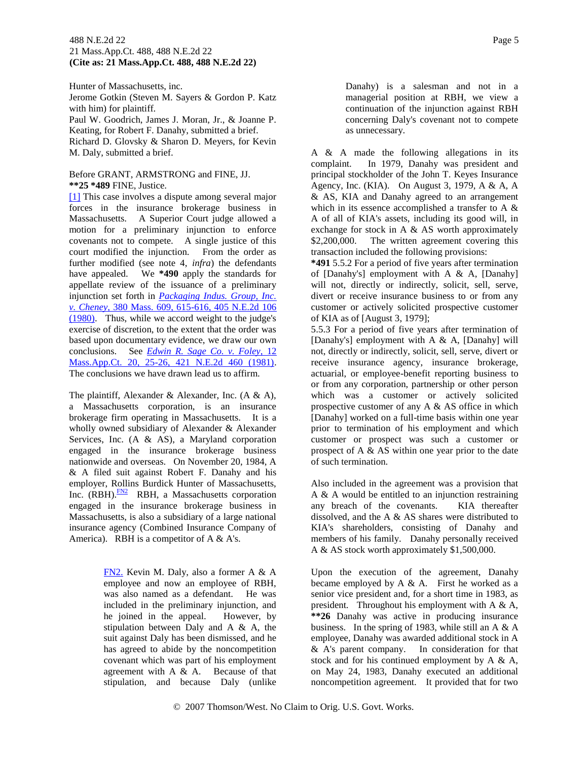Hunter of Massachusetts, inc.

Jerome Gotkin (Steven M. Sayers & Gordon P. Katz with him) for plaintiff.

Paul W. Goodrich, James J. Moran, Jr., & Joanne P. Keating, for Robert F. Danahy, submitted a brief.

Richard D. Glovsky & Sharon D. Meyers, for Kevin M. Daly, submitted a brief.

Before GRANT, ARMSTRONG and FINE, JJ.

**\*\*25 \*489** FINE, Justice.

[1] This case involves a dispute among several major forces in the insurance brokerage business in Massachusetts. A Superior Court judge allowed a motion for a preliminary injunction to enforce covenants not to compete. A single justice of this court modified the injunction. From the order as further modified (see note 4, *infra*) the defendants have appealed. We **\*490** apply the standards for appellate review of the issuance of a preliminary injunction set forth in *Packaging Indus. Group, Inc. v. Cheney*, 380 Mass. 609, 615-616, 405 N.E.2d 106 (1980). Thus, while we accord weight to the judge's exercise of discretion, to the extent that the order was based upon documentary evidence, we draw our own conclusions. See *Edwin R. Sage Co. v. Foley*, 12 Mass.App.Ct. 20, 25-26, 421 N.E.2d 460 (1981). The conclusions we have drawn lead us to affirm.

The plaintiff, Alexander & Alexander, Inc. (A & A), a Massachusetts corporation, is an insurance brokerage firm operating in Massachusetts. It is a wholly owned subsidiary of Alexander & Alexander Services, Inc. (A & AS), a Maryland corporation engaged in the insurance brokerage business nationwide and overseas. On November 20, 1984, A & A filed suit against Robert F. Danahy and his employer, Rollins Burdick Hunter of Massachusetts, Inc. (RBH).[FN2] RBH, a Massachusetts corporation engaged in the insurance brokerage business in Massachusetts, is also a subsidiary of a large national insurance agency (Combined Insurance Company of America). RBH is a competitor of A & A's.

> FN2. Kevin M. Daly, also a former A & A employee and now an employee of RBH, was also named as a defendant. He was included in the preliminary injunction, and he joined in the appeal. However, by stipulation between Daly and A & A, the suit against Daly has been dismissed, and he has agreed to abide by the noncompetition covenant which was part of his employment agreement with A & A. Because of that stipulation, and because Daly (unlike Danahy) is a salesman and not in a managerial position at RBH, we view a continuation of the injunction against RBH concerning Daly's covenant not to compete as unnecessary.

A & A made the following allegations in its complaint. In 1979, Danahy was president and principal stockholder of the John T. Keyes Insurance Agency, Inc. (KIA). On August 3, 1979, A & A, A & AS, KIA and Danahy agreed to an arrangement which in its essence accomplished a transfer to A & A of all of KIA's assets, including its good will, in exchange for stock in A & AS worth approximately $2,200,000. The written agreement covering this transaction included the following provisions:

**\*491** 5.5.2 For a period of five years after termination of [Danahy's] employment with A & A, [Danahy] will not, directly or indirectly, solicit, sell, serve, divert or receive insurance business to or from any customer or actively solicited prospective customer of KIA as of [August 3, 1979];

5.5.3 For a period of five years after termination of [Danahy's] employment with A & A, [Danahy] will not, directly or indirectly, solicit, sell, serve, divert or receive insurance agency, insurance brokerage, actuarial, or employee-benefit reporting business to or from any corporation, partnership or other person which was a customer or actively solicited prospective customer of any A & AS office in which [Danahy] worked on a full-time basis within one year prior to termination of his employment and which customer or prospect was such a customer or prospect of A & AS within one year prior to the date of such termination.

Also included in the agreement was a provision that A & A would be entitled to an injunction restraining any breach of the covenants. KIA thereafter dissolved, and the A & AS shares were distributed to KIA's shareholders, consisting of Danahy and members of his family. Danahy personally received A & AS stock worth approximately $1,500,000.

Upon the execution of the agreement, Danahy became employed by A & A. First he worked as a senior vice president and, for a short time in 1983, as president. Throughout his employment with A & A, **\*\*26** Danahy was active in producing insurance business. In the spring of 1983, while still an A & A employee, Danahy was awarded additional stock in A & A's parent company. In consideration for that stock and for his continued employment by A & A, on May 24, 1983, Danahy executed an additional noncompetition agreement. It provided that for two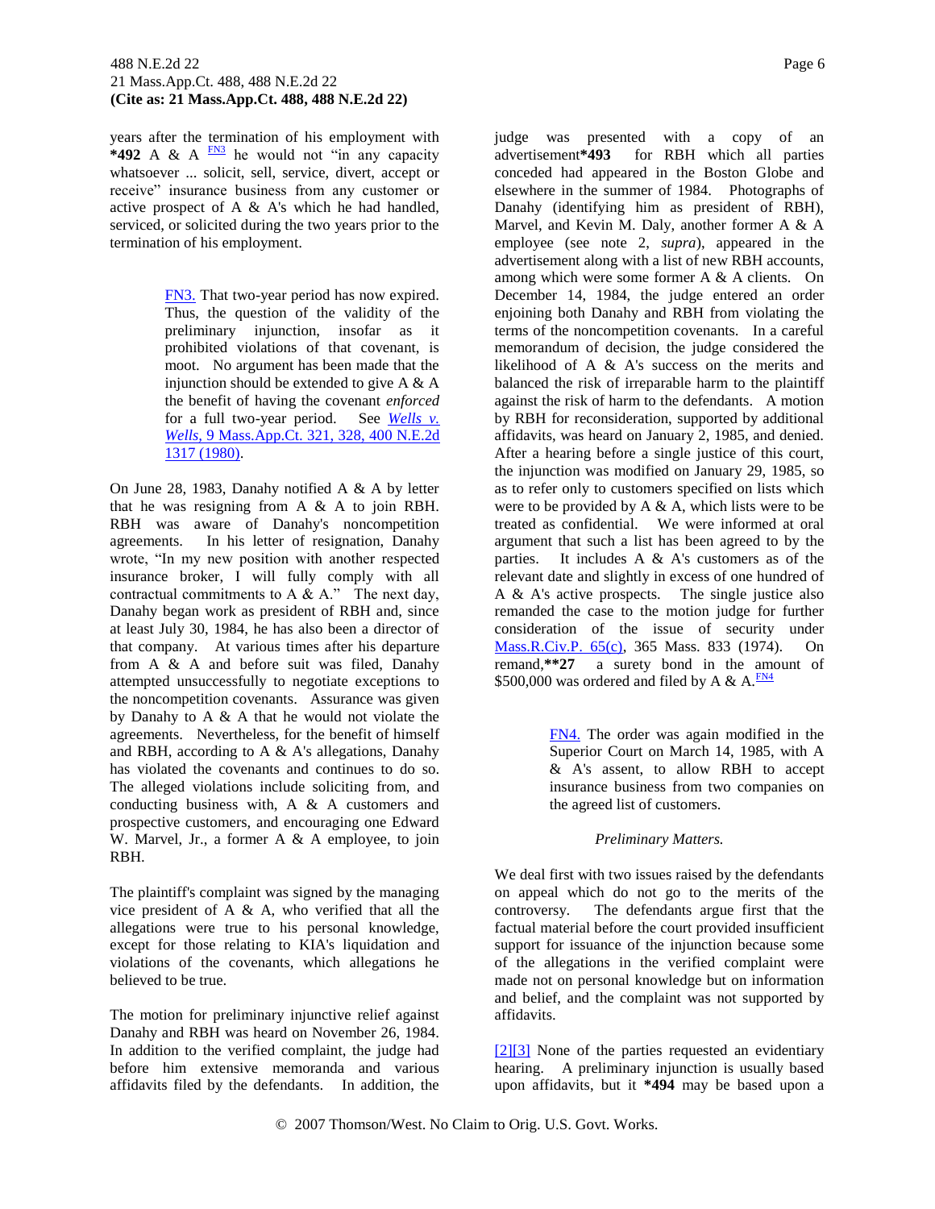years after the termination of his employment with **\*492** A & A [FN3] he would not "in any capacity whatsoever ... solicit, sell, service, divert, accept or receive" insurance business from any customer or active prospect of A & A's which he had handled, serviced, or solicited during the two years prior to the termination of his employment.

> FN3. That two-year period has now expired. Thus, the question of the validity of the preliminary injunction, insofar as it prohibited violations of that covenant, is moot. No argument has been made that the injunction should be extended to give A & A the benefit of having the covenant *enforced* for a full two-year period. See *Wells v. Wells,* 9 Mass.App.Ct. 321, 328, 400 N.E.2d 1317 (1980).

On June 28, 1983, Danahy notified A & A by letter that he was resigning from A & A to join RBH. RBH was aware of Danahy's noncompetition agreements. In his letter of resignation, Danahy wrote, "In my new position with another respected insurance broker, I will fully comply with all contractual commitments to A & A." The next day, Danahy began work as president of RBH and, since at least July 30, 1984, he has also been a director of that company. At various times after his departure from A & A and before suit was filed, Danahy attempted unsuccessfully to negotiate exceptions to the noncompetition covenants. Assurance was given by Danahy to A & A that he would not violate the agreements. Nevertheless, for the benefit of himself and RBH, according to A & A's allegations, Danahy has violated the covenants and continues to do so. The alleged violations include soliciting from, and conducting business with, A & A customers and prospective customers, and encouraging one Edward W. Marvel, Jr., a former A & A employee, to join RBH.

The plaintiff's complaint was signed by the managing vice president of A & A, who verified that all the allegations were true to his personal knowledge, except for those relating to KIA's liquidation and violations of the covenants, which allegations he believed to be true.

The motion for preliminary injunctive relief against Danahy and RBH was heard on November 26, 1984. In addition to the verified complaint, the judge had before him extensive memoranda and various affidavits filed by the defendants. In addition, the judge was presented with a copy of an advertisement**\*493** for RBH which all parties conceded had appeared in the Boston Globe and elsewhere in the summer of 1984. Photographs of Danahy (identifying him as president of RBH), Marvel, and Kevin M. Daly, another former A & A employee (see note 2, *supra*), appeared in the advertisement along with a list of new RBH accounts, among which were some former A & A clients. On December 14, 1984, the judge entered an order enjoining both Danahy and RBH from violating the terms of the noncompetition covenants. In a careful memorandum of decision, the judge considered the likelihood of A & A's success on the merits and balanced the risk of irreparable harm to the plaintiff against the risk of harm to the defendants. A motion by RBH for reconsideration, supported by additional affidavits, was heard on January 2, 1985, and denied. After a hearing before a single justice of this court, the injunction was modified on January 29, 1985, so as to refer only to customers specified on lists which were to be provided by A & A, which lists were to be treated as confidential. We were informed at oral argument that such a list has been agreed to by the parties. It includes A & A's customers as of the relevant date and slightly in excess of one hundred of A & A's active prospects. The single justice also remanded the case to the motion judge for further consideration of the issue of security under Mass.R.Civ.P. 65(c), 365 Mass. 833 (1974). On remand,**\*\*27** a surety bond in the amount of $500,000 was ordered and filed by A & A.[FN4]

> FN4. The order was again modified in the Superior Court on March 14, 1985, with A & A's assent, to allow RBH to accept insurance business from two companies on the agreed list of customers.

*Preliminary Matters.*

We deal first with two issues raised by the defendants on appeal which do not go to the merits of the controversy. The defendants argue first that the factual material before the court provided insufficient support for issuance of the injunction because some of the allegations in the verified complaint were made not on personal knowledge but on information and belief, and the complaint was not supported by affidavits.

[2][3] None of the parties requested an evidentiary hearing. A preliminary injunction is usually based upon affidavits, but it **\*494** may be based upon a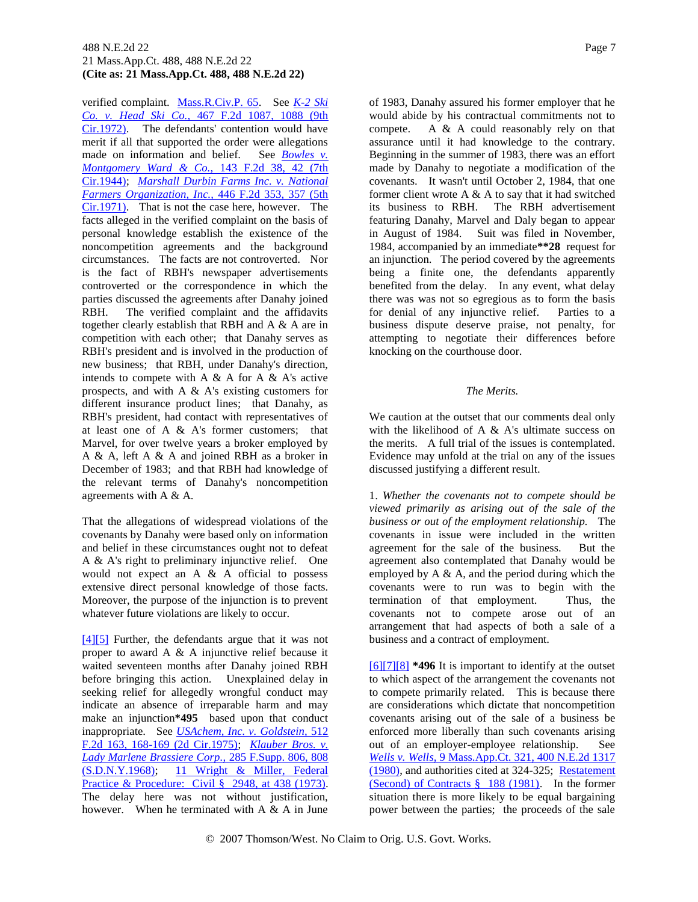verified complaint. Mass.R.Civ.P. 65. See *K-2 Ski Co. v. Head Ski Co.*, 467 F.2d 1087, 1088 (9th Cir.1972). The defendants' contention would have merit if all that supported the order were allegations made on information and belief. See *Bowles v. Montgomery Ward & Co.*, 143 F.2d 38, 42 (7th Cir.1944); *Marshall Durbin Farms Inc. v. National Farmers Organization, Inc.*, 446 F.2d 353, 357 (5th Cir.1971). That is not the case here, however. The facts alleged in the verified complaint on the basis of personal knowledge establish the existence of the noncompetition agreements and the background circumstances. The facts are not controverted. Nor is the fact of RBH's newspaper advertisements controverted or the correspondence in which the parties discussed the agreements after Danahy joined RBH. The verified complaint and the affidavits together clearly establish that RBH and A & A are in competition with each other; that Danahy serves as RBH's president and is involved in the production of new business; that RBH, under Danahy's direction, intends to compete with A & A for A & A's active prospects, and with A & A's existing customers for different insurance product lines; that Danahy, as RBH's president, had contact with representatives of at least one of A & A's former customers; that Marvel, for over twelve years a broker employed by A & A, left A & A and joined RBH as a broker in December of 1983; and that RBH had knowledge of the relevant terms of Danahy's noncompetition agreements with A & A.

That the allegations of widespread violations of the covenants by Danahy were based only on information and belief in these circumstances ought not to defeat A & A's right to preliminary injunctive relief. One would not expect an A & A official to possess extensive direct personal knowledge of those facts. Moreover, the purpose of the injunction is to prevent whatever future violations are likely to occur.

[4][5] Further, the defendants argue that it was not proper to award A & A injunctive relief because it waited seventeen months after Danahy joined RBH before bringing this action. Unexplained delay in seeking relief for allegedly wrongful conduct may indicate an absence of irreparable harm and may make an injunction**\*495** based upon that conduct inappropriate. See *USAchem, Inc. v. Goldstein*, 512 F.2d 163, 168-169 (2d Cir.1975); *Klauber Bros. v. Lady Marlene Brassiere Corp.*, 285 F.Supp. 806, 808 (S.D.N.Y.1968); 11 Wright & Miller, Federal Practice & Procedure: Civil § 2948, at 438 (1973). The delay here was not without justification, however. When he terminated with A & A in June of 1983, Danahy assured his former employer that he would abide by his contractual commitments not to compete. A & A could reasonably rely on that assurance until it had knowledge to the contrary. Beginning in the summer of 1983, there was an effort made by Danahy to negotiate a modification of the covenants. It wasn't until October 2, 1984, that one former client wrote A & A to say that it had switched its business to RBH. The RBH advertisement featuring Danahy, Marvel and Daly began to appear in August of 1984. Suit was filed in November, 1984, accompanied by an immediate**\*\*28** request for an injunction. The period covered by the agreements being a finite one, the defendants apparently benefited from the delay. In any event, what delay there was was not so egregious as to form the basis for denial of any injunctive relief. Parties to a business dispute deserve praise, not penalty, for attempting to negotiate their differences before knocking on the courthouse door.

*The Merits.*

We caution at the outset that our comments deal only with the likelihood of A & A's ultimate success on the merits. A full trial of the issues is contemplated. Evidence may unfold at the trial on any of the issues discussed justifying a different result.

1. *Whether the covenants not to compete should be viewed primarily as arising out of the sale of the business or out of the employment relationship.* The covenants in issue were included in the written agreement for the sale of the business. But the agreement also contemplated that Danahy would be employed by A & A, and the period during which the covenants were to run was to begin with the termination of that employment. Thus, the covenants not to compete arose out of an arrangement that had aspects of both a sale of a business and a contract of employment.

[6][7][8] **\*496** It is important to identify at the outset to which aspect of the arrangement the covenants not to compete primarily related. This is because there are considerations which dictate that noncompetition covenants arising out of the sale of a business be enforced more liberally than such covenants arising out of an employer-employee relationship. See *Wells v. Wells*, 9 Mass.App.Ct. 321, 400 N.E.2d 1317 (1980), and authorities cited at 324-325; Restatement (Second) of Contracts § 188 (1981). In the former situation there is more likely to be equal bargaining power between the parties; the proceeds of the sale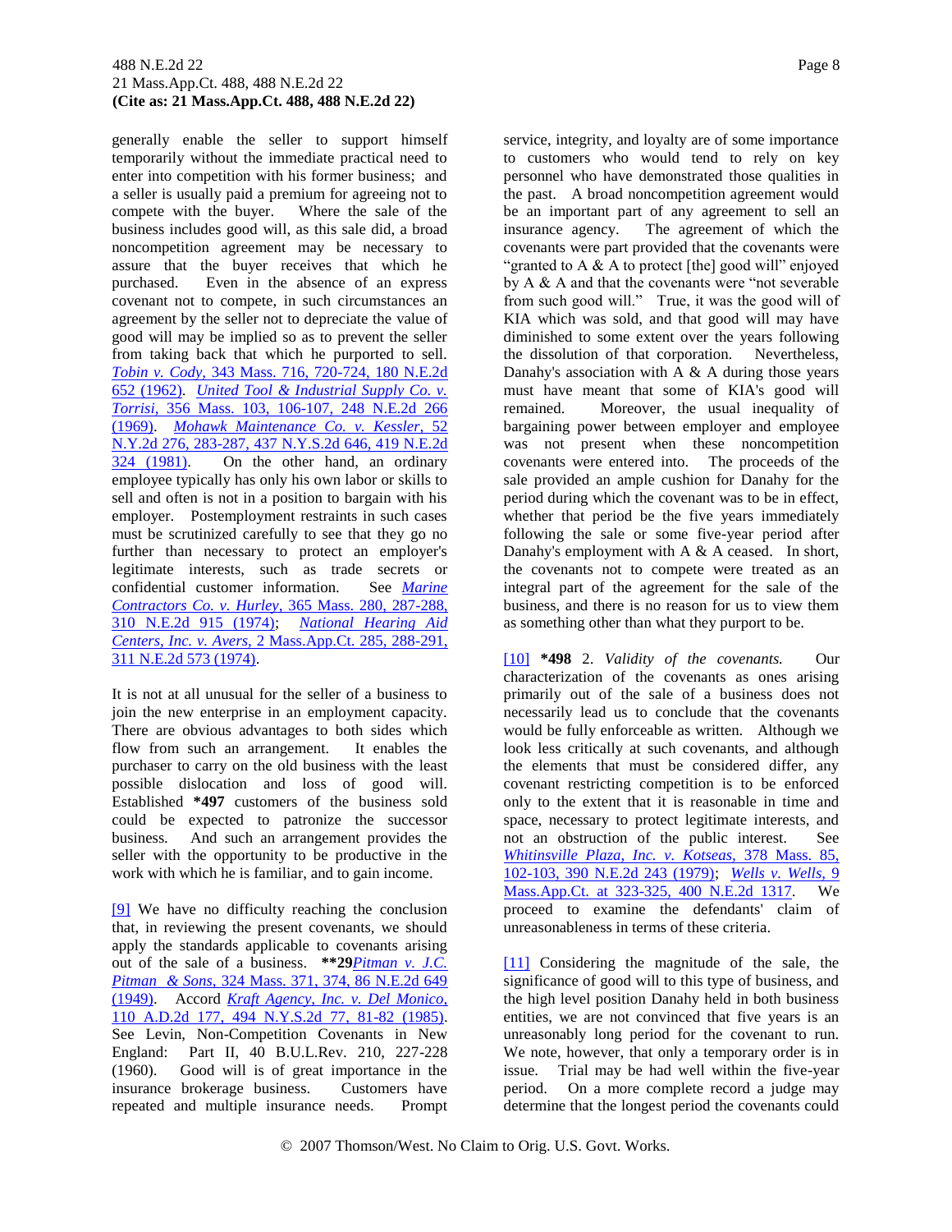generally enable the seller to support himself temporarily without the immediate practical need to enter into competition with his former business; and a seller is usually paid a premium for agreeing not to compete with the buyer. Where the sale of the business includes good will, as this sale did, a broad noncompetition agreement may be necessary to assure that the buyer receives that which he purchased. Even in the absence of an express covenant not to compete, in such circumstances an agreement by the seller not to depreciate the value of good will may be implied so as to prevent the seller from taking back that which he purported to sell. *Tobin v. Cody*, 343 Mass. 716, 720-724, 180 N.E.2d 652 (1962). *United Tool & Industrial Supply Co. v. Torrisi*, 356 Mass. 103, 106-107, 248 N.E.2d 266 (1969). *Mohawk Maintenance Co. v. Kessler*, 52 N.Y.2d 276, 283-287, 437 N.Y.S.2d 646, 419 N.E.2d 324 (1981). On the other hand, an ordinary employee typically has only his own labor or skills to sell and often is not in a position to bargain with his employer. Postemployment restraints in such cases must be scrutinized carefully to see that they go no further than necessary to protect an employer's legitimate interests, such as trade secrets or confidential customer information. See *Marine Contractors Co. v. Hurley*, 365 Mass. 280, 287-288, 310 N.E.2d 915 (1974); *National Hearing Aid Centers, Inc. v. Avers*, 2 Mass.App.Ct. 285, 288-291, 311 N.E.2d 573 (1974).

It is not at all unusual for the seller of a business to join the new enterprise in an employment capacity. There are obvious advantages to both sides which flow from such an arrangement. It enables the purchaser to carry on the old business with the least possible dislocation and loss of good will. Established **\*497** customers of the business sold could be expected to patronize the successor business. And such an arrangement provides the seller with the opportunity to be productive in the work with which he is familiar, and to gain income.

[9] We have no difficulty reaching the conclusion that, in reviewing the present covenants, we should apply the standards applicable to covenants arising out of the sale of a business. **\*\*29***Pitman v. J.C. Pitman & Sons*, 324 Mass. 371, 374, 86 N.E.2d 649 (1949). Accord *Kraft Agency, Inc. v. Del Monico*, 110 A.D.2d 177, 494 N.Y.S.2d 77, 81-82 (1985). See Levin, Non-Competition Covenants in New England: Part II, 40 B.U.L.Rev. 210, 227-228 (1960). Good will is of great importance in the insurance brokerage business. Customers have repeated and multiple insurance needs. Prompt service, integrity, and loyalty are of some importance to customers who would tend to rely on key personnel who have demonstrated those qualities in the past. A broad noncompetition agreement would be an important part of any agreement to sell an insurance agency. The agreement of which the covenants were part provided that the covenants were "granted to A & A to protect [the] good will" enjoyed by A & A and that the covenants were "not severable from such good will." True, it was the good will of KIA which was sold, and that good will may have diminished to some extent over the years following the dissolution of that corporation. Nevertheless, Danahy's association with A & A during those years must have meant that some of KIA's good will remained. Moreover, the usual inequality of bargaining power between employer and employee was not present when these noncompetition covenants were entered into. The proceeds of the sale provided an ample cushion for Danahy for the period during which the covenant was to be in effect, whether that period be the five years immediately following the sale or some five-year period after Danahy's employment with A & A ceased. In short, the covenants not to compete were treated as an integral part of the agreement for the sale of the business, and there is no reason for us to view them as something other than what they purport to be.

[10] **\*498** 2. *Validity of the covenants.* Our characterization of the covenants as ones arising primarily out of the sale of a business does not necessarily lead us to conclude that the covenants would be fully enforceable as written. Although we look less critically at such covenants, and although the elements that must be considered differ, any covenant restricting competition is to be enforced only to the extent that it is reasonable in time and space, necessary to protect legitimate interests, and not an obstruction of the public interest. See *Whitinsville Plaza, Inc. v. Kotseas*, 378 Mass. 85, 102-103, 390 N.E.2d 243 (1979); *Wells v. Wells*, 9 Mass.App.Ct. at 323-325, 400 N.E.2d 1317. We proceed to examine the defendants' claim of unreasonableness in terms of these criteria.

[11] Considering the magnitude of the sale, the significance of good will to this type of business, and the high level position Danahy held in both business entities, we are not convinced that five years is an unreasonably long period for the covenant to run. We note, however, that only a temporary order is in issue. Trial may be had well within the five-year period. On a more complete record a judge may determine that the longest period the covenants could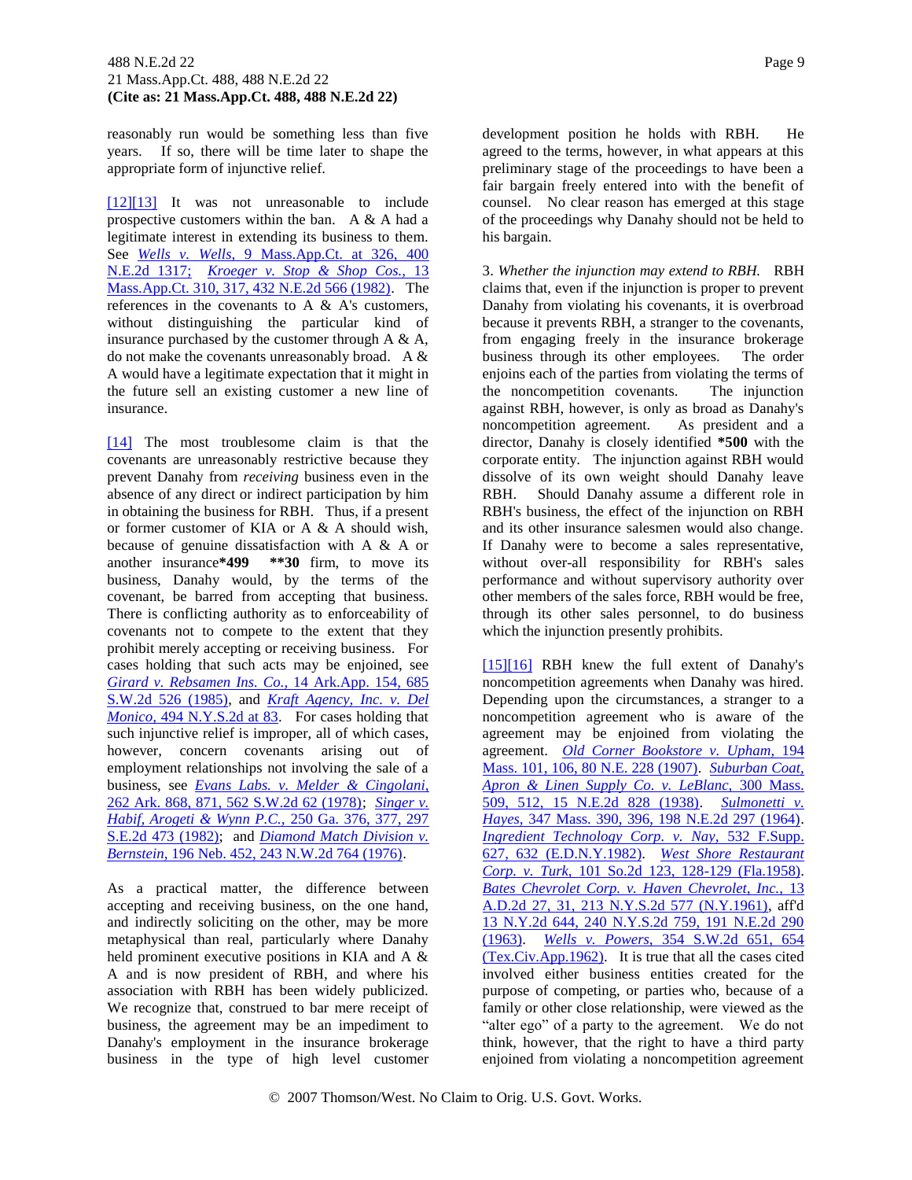reasonably run would be something less than five years. If so, there will be time later to shape the appropriate form of injunctive relief.

[12][13] It was not unreasonable to include prospective customers within the ban. A & A had a legitimate interest in extending its business to them. See *Wells v. Wells,* 9 Mass.App.Ct. at 326, 400 N.E.2d 1317; *Kroeger v. Stop & Shop Cos.,* 13 Mass.App.Ct. 310, 317, 432 N.E.2d 566 (1982). The references in the covenants to A & A's customers, without distinguishing the particular kind of insurance purchased by the customer through A & A, do not make the covenants unreasonably broad. A & A would have a legitimate expectation that it might in the future sell an existing customer a new line of insurance.

[14] The most troublesome claim is that the covenants are unreasonably restrictive because they prevent Danahy from *receiving* business even in the absence of any direct or indirect participation by him in obtaining the business for RBH. Thus, if a present or former customer of KIA or A & A should wish, because of genuine dissatisfaction with A & A or another insurance**\*499** **\*\*30** firm, to move its business, Danahy would, by the terms of the covenant, be barred from accepting that business. There is conflicting authority as to enforceability of covenants not to compete to the extent that they prohibit merely accepting or receiving business. For cases holding that such acts may be enjoined, see *Girard v. Rebsamen Ins. Co.,* 14 Ark.App. 154, 685 S.W.2d 526 (1985), and *Kraft Agency, Inc. v. Del Monico,* 494 N.Y.S.2d at 83. For cases holding that such injunctive relief is improper, all of which cases, however, concern covenants arising out of employment relationships not involving the sale of a business, see *Evans Labs. v. Melder & Cingolani,* 262 Ark. 868, 871, 562 S.W.2d 62 (1978); *Singer v. Habif, Arogeti & Wynn P.C.,* 250 Ga. 376, 377, 297 S.E.2d 473 (1982); and *Diamond Match Division v. Bernstein,* 196 Neb. 452, 243 N.W.2d 764 (1976).

As a practical matter, the difference between accepting and receiving business, on the one hand, and indirectly soliciting on the other, may be more metaphysical than real, particularly where Danahy held prominent executive positions in KIA and A & A and is now president of RBH, and where his association with RBH has been widely publicized. We recognize that, construed to bar mere receipt of business, the agreement may be an impediment to Danahy's employment in the insurance brokerage business in the type of high level customer development position he holds with RBH. He agreed to the terms, however, in what appears at this preliminary stage of the proceedings to have been a fair bargain freely entered into with the benefit of counsel. No clear reason has emerged at this stage of the proceedings why Danahy should not be held to his bargain.

3. *Whether the injunction may extend to RBH.* RBH claims that, even if the injunction is proper to prevent Danahy from violating his covenants, it is overbroad because it prevents RBH, a stranger to the covenants, from engaging freely in the insurance brokerage business through its other employees. The order enjoins each of the parties from violating the terms of the noncompetition covenants. The injunction against RBH, however, is only as broad as Danahy's noncompetition agreement. As president and a director, Danahy is closely identified **\*500** with the corporate entity. The injunction against RBH would dissolve of its own weight should Danahy leave RBH. Should Danahy assume a different role in RBH's business, the effect of the injunction on RBH and its other insurance salesmen would also change. If Danahy were to become a sales representative, without over-all responsibility for RBH's sales performance and without supervisory authority over other members of the sales force, RBH would be free, through its other sales personnel, to do business which the injunction presently prohibits.

[15][16] RBH knew the full extent of Danahy's noncompetition agreements when Danahy was hired. Depending upon the circumstances, a stranger to a noncompetition agreement who is aware of the agreement may be enjoined from violating the agreement. *Old Corner Bookstore v. Upham,* 194 Mass. 101, 106, 80 N.E. 228 (1907). *Suburban Coat, Apron & Linen Supply Co. v. LeBlanc,* 300 Mass. 509, 512, 15 N.E.2d 828 (1938). *Sulmonetti v. Hayes,* 347 Mass. 390, 396, 198 N.E.2d 297 (1964). *Ingredient Technology Corp. v. Nay,* 532 F.Supp. 627, 632 (E.D.N.Y.1982). *West Shore Restaurant Corp. v. Turk,* 101 So.2d 123, 128-129 (Fla.1958). *Bates Chevrolet Corp. v. Haven Chevrolet, Inc.,* 13 A.D.2d 27, 31, 213 N.Y.S.2d 577 (N.Y.1961), aff'd 13 N.Y.2d 644, 240 N.Y.S.2d 759, 191 N.E.2d 290 (1963). *Wells v. Powers,* 354 S.W.2d 651, 654 (Tex.Civ.App.1962). It is true that all the cases cited involved either business entities created for the purpose of competing, or parties who, because of a family or other close relationship, were viewed as the "alter ego" of a party to the agreement. We do not think, however, that the right to have a third party enjoined from violating a noncompetition agreement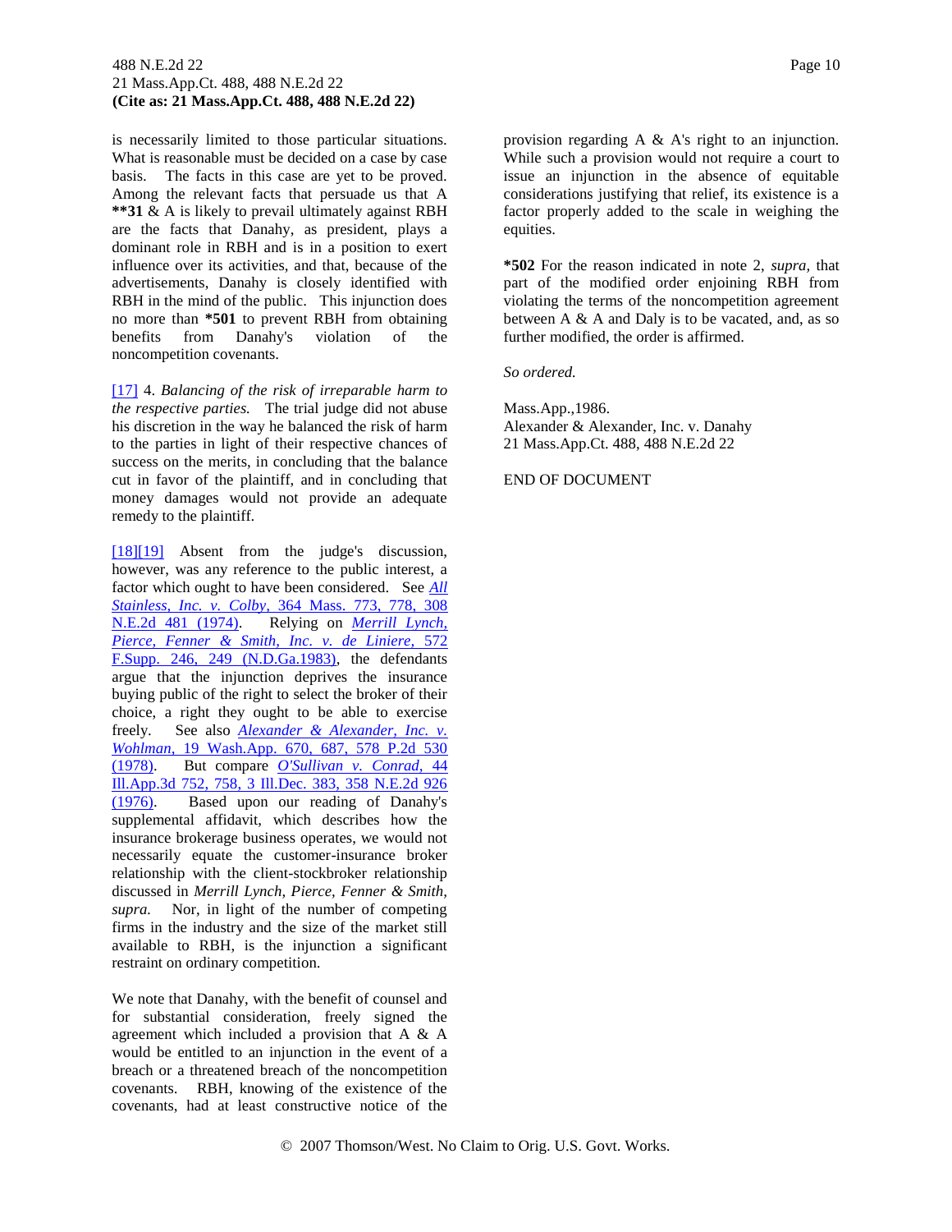is necessarily limited to those particular situations. What is reasonable must be decided on a case by case basis. The facts in this case are yet to be proved. Among the relevant facts that persuade us that A **\*\*31** & A is likely to prevail ultimately against RBH are the facts that Danahy, as president, plays a dominant role in RBH and is in a position to exert influence over its activities, and that, because of the advertisements, Danahy is closely identified with RBH in the mind of the public. This injunction does no more than **\*501** to prevent RBH from obtaining benefits from Danahy's violation of the noncompetition covenants.

[17] 4. *Balancing of the risk of irreparable harm to the respective parties.* The trial judge did not abuse his discretion in the way he balanced the risk of harm to the parties in light of their respective chances of success on the merits, in concluding that the balance cut in favor of the plaintiff, and in concluding that money damages would not provide an adequate remedy to the plaintiff.

[18][19] Absent from the judge's discussion, however, was any reference to the public interest, a factor which ought to have been considered. See *All Stainless, Inc. v. Colby*, 364 Mass. 773, 778, 308 N.E.2d 481 (1974). Relying on *Merrill Lynch, Pierce, Fenner & Smith, Inc. v. de Liniere*, 572 F.Supp. 246, 249 (N.D.Ga.1983), the defendants argue that the injunction deprives the insurance buying public of the right to select the broker of their choice, a right they ought to be able to exercise freely. See also *Alexander & Alexander, Inc. v. Wohlman*, 19 Wash.App. 670, 687, 578 P.2d 530 (1978). But compare *O'Sullivan v. Conrad*, 44 Ill.App.3d 752, 758, 3 Ill.Dec. 383, 358 N.E.2d 926 (1976). Based upon our reading of Danahy's supplemental affidavit, which describes how the insurance brokerage business operates, we would not necessarily equate the customer-insurance broker relationship with the client-stockbroker relationship discussed in *Merrill Lynch, Pierce, Fenner & Smith, supra.* Nor, in light of the number of competing firms in the industry and the size of the market still available to RBH, is the injunction a significant restraint on ordinary competition.

We note that Danahy, with the benefit of counsel and for substantial consideration, freely signed the agreement which included a provision that A & A would be entitled to an injunction in the event of a breach or a threatened breach of the noncompetition covenants. RBH, knowing of the existence of the covenants, had at least constructive notice of the provision regarding A & A's right to an injunction. While such a provision would not require a court to issue an injunction in the absence of equitable considerations justifying that relief, its existence is a factor properly added to the scale in weighing the equities.

**\*502** For the reason indicated in note 2, *supra,* that part of the modified order enjoining RBH from violating the terms of the noncompetition agreement between A & A and Daly is to be vacated, and, as so further modified, the order is affirmed.

*So ordered.*

Mass.App.,1986.
Alexander & Alexander, Inc. v. Danahy
21 Mass.App.Ct. 488, 488 N.E.2d 22

END OF DOCUMENT